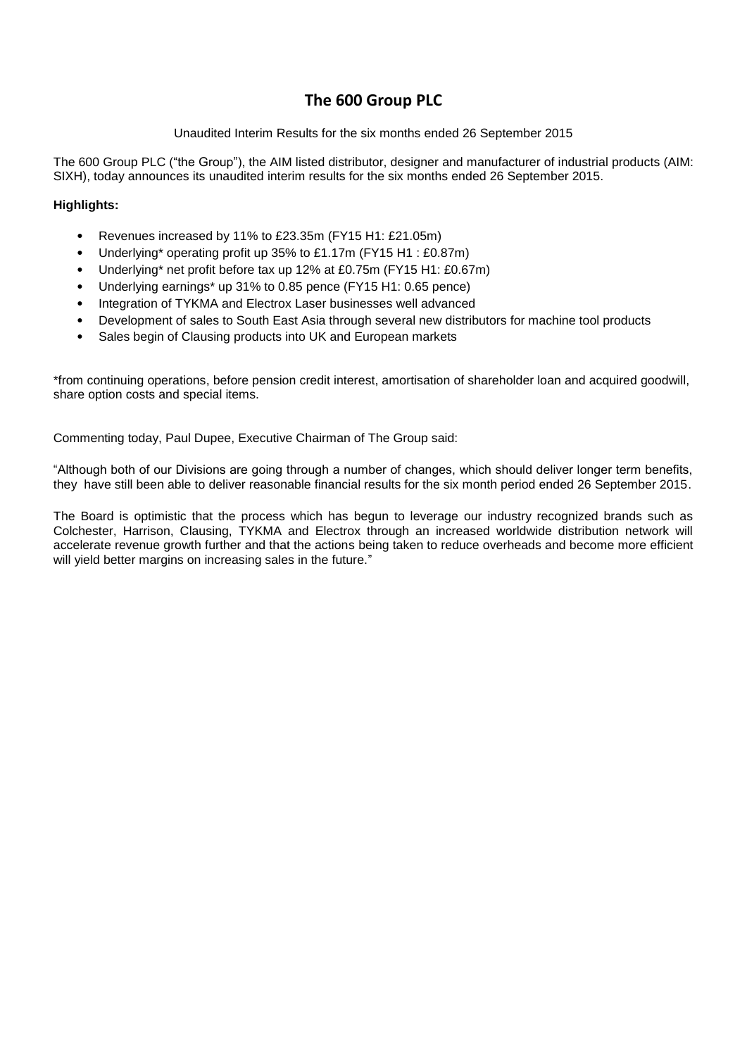# The 600 Group PLC

Unaudited Interim Results for the six months ended 26 September 2015

The 600 Group PLC ("the Group"), the AIM listed distributor, designer and manufacturer of industrial products (AIM: SIXH), today announces its unaudited interim results for the six months ended 26 September 2015.

**Highlights:**

- Revenues increased by 11% to £23.35m (FY15 H1: £21.05m)
- Underlying* operating profit up 35% to £1.17m (FY15 H1 : £0.87m)
- Underlying* net profit before tax up 12% at £0.75m (FY15 H1: £0.67m)
- Underlying earnings* up 31% to 0.85 pence (FY15 H1: 0.65 pence)
- Integration of TYKMA and Electrox Laser businesses well advanced
- Development of sales to South East Asia through several new distributors for machine tool products
- Sales begin of Clausing products into UK and European markets

*from continuing operations, before pension credit interest, amortisation of shareholder loan and acquired goodwill, share option costs and special items.

Commenting today, Paul Dupee, Executive Chairman of The Group said:

"Although both of our Divisions are going through a number of changes, which should deliver longer term benefits, they have still been able to deliver reasonable financial results for the six month period ended 26 September 2015.

The Board is optimistic that the process which has begun to leverage our industry recognized brands such as Colchester, Harrison, Clausing, TYKMA and Electrox through an increased worldwide distribution network will accelerate revenue growth further and that the actions being taken to reduce overheads and become more efficient will yield better margins on increasing sales in the future."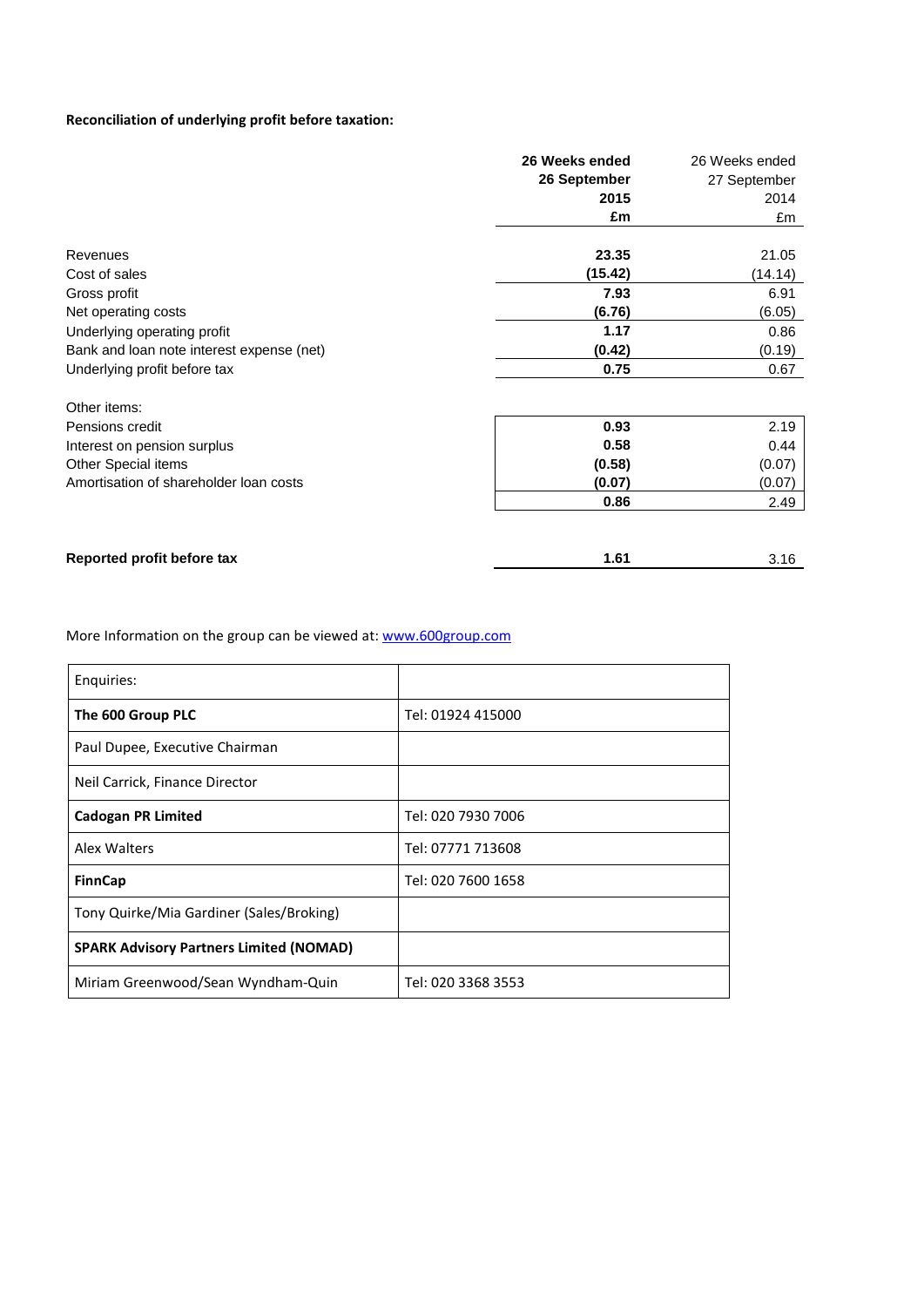**Reconciliation of underlying profit before taxation:**

| | **26 Weeks ended 26 September 2015 £m** | 26 Weeks ended 27 September 2014 £m |
|---|---|---|
| Revenues | **23.35** | 21.05 |
| Cost of sales | **(15.42)** | (14.14) |
| Gross profit | **7.93** | 6.91 |
| Net operating costs | **(6.76)** | (6.05) |
| Underlying operating profit | **1.17** | 0.86 |
| Bank and loan note interest expense (net) | **(0.42)** | (0.19) |
| Underlying profit before tax | **0.75** | 0.67 |
| | | |
| Other items: | | |
| Pensions credit | **0.93** | 2.19 |
| Interest on pension surplus | **0.58** | 0.44 |
| Other Special items | **(0.58)** | (0.07) |
| Amortisation of shareholder loan costs | **(0.07)** | (0.07) |
| | **0.86** | 2.49 |
| | | |
| **Reported profit before tax** | **1.61** | 3.16 |

More Information on the group can be viewed at: [www.600group.com](http://www.600group.com)

| Enquiries: | |
|---|---|
| **The 600 Group PLC** | Tel: 01924 415000 |
| Paul Dupee, Executive Chairman | |
| Neil Carrick, Finance Director | |
| **Cadogan PR Limited** | Tel: 020 7930 7006 |
| Alex Walters | Tel: 07771 713608 |
| **FinnCap** | Tel: 020 7600 1658 |
| Tony Quirke/Mia Gardiner (Sales/Broking) | |
| **SPARK Advisory Partners Limited (NOMAD)** | |
| Miriam Greenwood/Sean Wyndham-Quin | Tel: 020 3368 3553 |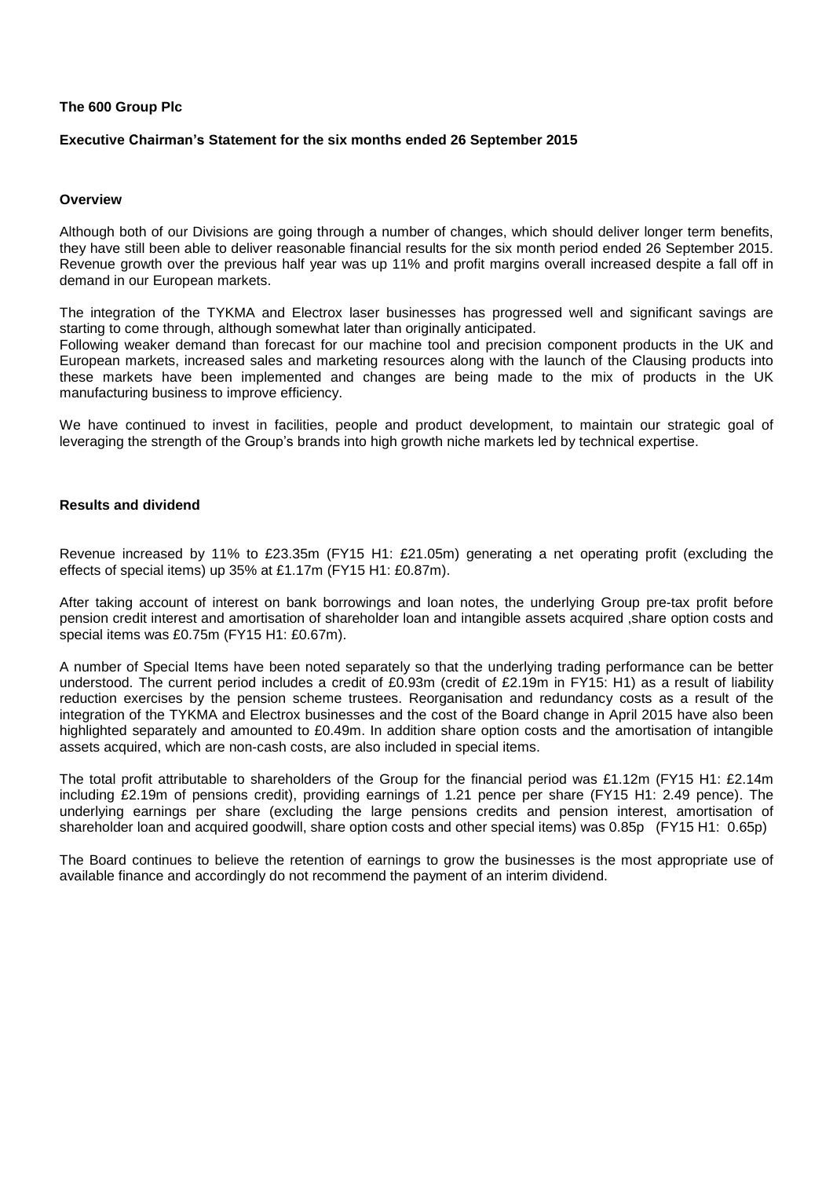**The 600 Group Plc**

**Executive Chairman's Statement for the six months ended 26 September 2015**

**Overview**

Although both of our Divisions are going through a number of changes, which should deliver longer term benefits, they have still been able to deliver reasonable financial results for the six month period ended 26 September 2015. Revenue growth over the previous half year was up 11% and profit margins overall increased despite a fall off in demand in our European markets.

The integration of the TYKMA and Electrox laser businesses has progressed well and significant savings are starting to come through, although somewhat later than originally anticipated.
Following weaker demand than forecast for our machine tool and precision component products in the UK and European markets, increased sales and marketing resources along with the launch of the Clausing products into these markets have been implemented and changes are being made to the mix of products in the UK manufacturing business to improve efficiency.

We have continued to invest in facilities, people and product development, to maintain our strategic goal of leveraging the strength of the Group's brands into high growth niche markets led by technical expertise.

**Results and dividend**

Revenue increased by 11% to £23.35m (FY15 H1: £21.05m) generating a net operating profit (excluding the effects of special items) up 35% at £1.17m (FY15 H1: £0.87m).

After taking account of interest on bank borrowings and loan notes, the underlying Group pre-tax profit before pension credit interest and amortisation of shareholder loan and intangible assets acquired ,share option costs and special items was £0.75m (FY15 H1: £0.67m).

A number of Special Items have been noted separately so that the underlying trading performance can be better understood. The current period includes a credit of £0.93m (credit of £2.19m in FY15: H1) as a result of liability reduction exercises by the pension scheme trustees. Reorganisation and redundancy costs as a result of the integration of the TYKMA and Electrox businesses and the cost of the Board change in April 2015 have also been highlighted separately and amounted to £0.49m. In addition share option costs and the amortisation of intangible assets acquired, which are non-cash costs, are also included in special items.

The total profit attributable to shareholders of the Group for the financial period was £1.12m (FY15 H1: £2.14m including £2.19m of pensions credit), providing earnings of 1.21 pence per share (FY15 H1: 2.49 pence). The underlying earnings per share (excluding the large pensions credits and pension interest, amortisation of shareholder loan and acquired goodwill, share option costs and other special items) was 0.85p (FY15 H1: 0.65p)

The Board continues to believe the retention of earnings to grow the businesses is the most appropriate use of available finance and accordingly do not recommend the payment of an interim dividend.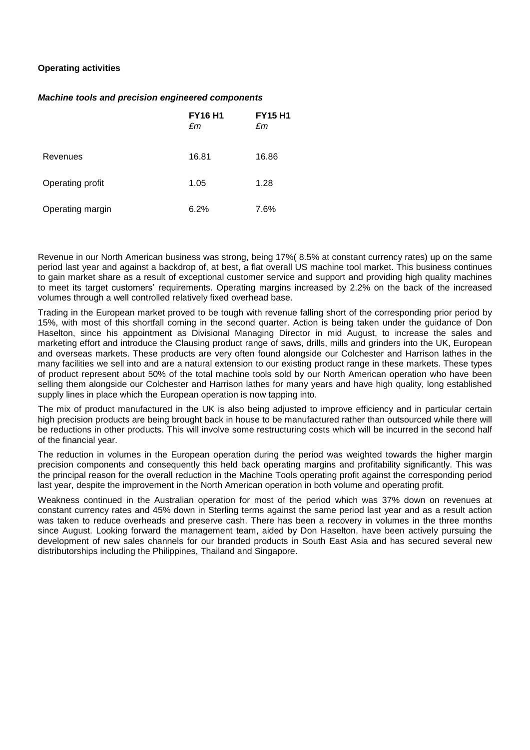**Operating activities**

***Machine tools and precision engineered components***

| | **FY16 H1** *£m* | **FY15 H1** *£m* |
|---|---|---|
| Revenues | 16.81 | 16.86 |
| Operating profit | 1.05 | 1.28 |
| Operating margin | 6.2% | 7.6% |

Revenue in our North American business was strong, being 17%( 8.5% at constant currency rates) up on the same period last year and against a backdrop of, at best, a flat overall US machine tool market. This business continues to gain market share as a result of exceptional customer service and support and providing high quality machines to meet its target customers' requirements. Operating margins increased by 2.2% on the back of the increased volumes through a well controlled relatively fixed overhead base.

Trading in the European market proved to be tough with revenue falling short of the corresponding prior period by 15%, with most of this shortfall coming in the second quarter. Action is being taken under the guidance of Don Haselton, since his appointment as Divisional Managing Director in mid August, to increase the sales and marketing effort and introduce the Clausing product range of saws, drills, mills and grinders into the UK, European and overseas markets. These products are very often found alongside our Colchester and Harrison lathes in the many facilities we sell into and are a natural extension to our existing product range in these markets. These types of product represent about 50% of the total machine tools sold by our North American operation who have been selling them alongside our Colchester and Harrison lathes for many years and have high quality, long established supply lines in place which the European operation is now tapping into.

The mix of product manufactured in the UK is also being adjusted to improve efficiency and in particular certain high precision products are being brought back in house to be manufactured rather than outsourced while there will be reductions in other products. This will involve some restructuring costs which will be incurred in the second half of the financial year.

The reduction in volumes in the European operation during the period was weighted towards the higher margin precision components and consequently this held back operating margins and profitability significantly. This was the principal reason for the overall reduction in the Machine Tools operating profit against the corresponding period last year, despite the improvement in the North American operation in both volume and operating profit.

Weakness continued in the Australian operation for most of the period which was 37% down on revenues at constant currency rates and 45% down in Sterling terms against the same period last year and as a result action was taken to reduce overheads and preserve cash. There has been a recovery in volumes in the three months since August. Looking forward the management team, aided by Don Haselton, have been actively pursuing the development of new sales channels for our branded products in South East Asia and has secured several new distributorships including the Philippines, Thailand and Singapore.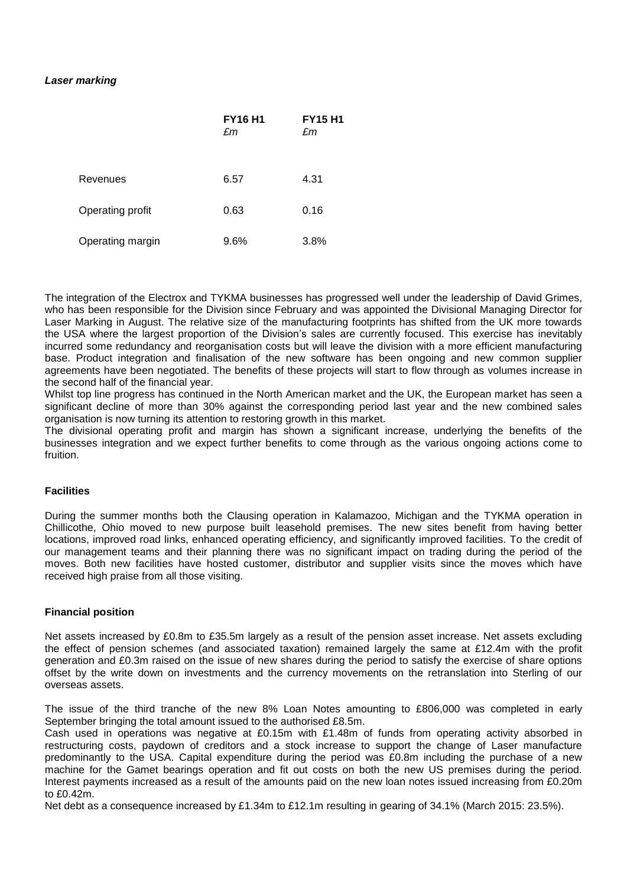***Laser marking***

| | **FY16 H1** *£m* | **FY15 H1** *£m* |
|---|---|---|
| Revenues | 6.57 | 4.31 |
| Operating profit | 0.63 | 0.16 |
| Operating margin | 9.6% | 3.8% |

The integration of the Electrox and TYKMA businesses has progressed well under the leadership of David Grimes, who has been responsible for the Division since February and was appointed the Divisional Managing Director for Laser Marking in August. The relative size of the manufacturing footprints has shifted from the UK more towards the USA where the largest proportion of the Division's sales are currently focused. This exercise has inevitably incurred some redundancy and reorganisation costs but will leave the division with a more efficient manufacturing base. Product integration and finalisation of the new software has been ongoing and new common supplier agreements have been negotiated. The benefits of these projects will start to flow through as volumes increase in the second half of the financial year.

Whilst top line progress has continued in the North American market and the UK, the European market has seen a significant decline of more than 30% against the corresponding period last year and the new combined sales organisation is now turning its attention to restoring growth in this market.

The divisional operating profit and margin has shown a significant increase, underlying the benefits of the businesses integration and we expect further benefits to come through as the various ongoing actions come to fruition.

**Facilities**

During the summer months both the Clausing operation in Kalamazoo, Michigan and the TYKMA operation in Chillicothe, Ohio moved to new purpose built leasehold premises. The new sites benefit from having better locations, improved road links, enhanced operating efficiency, and significantly improved facilities. To the credit of our management teams and their planning there was no significant impact on trading during the period of the moves. Both new facilities have hosted customer, distributor and supplier visits since the moves which have received high praise from all those visiting.

**Financial position**

Net assets increased by £0.8m to £35.5m largely as a result of the pension asset increase. Net assets excluding the effect of pension schemes (and associated taxation) remained largely the same at £12.4m with the profit generation and £0.3m raised on the issue of new shares during the period to satisfy the exercise of share options offset by the write down on investments and the currency movements on the retranslation into Sterling of our overseas assets.

The issue of the third tranche of the new 8% Loan Notes amounting to £806,000 was completed in early September bringing the total amount issued to the authorised £8.5m.

Cash used in operations was negative at £0.15m with £1.48m of funds from operating activity absorbed in restructuring costs, paydown of creditors and a stock increase to support the change of Laser manufacture predominantly to the USA. Capital expenditure during the period was £0.8m including the purchase of a new machine for the Gamet bearings operation and fit out costs on both the new US premises during the period. Interest payments increased as a result of the amounts paid on the new loan notes issued increasing from £0.20m to £0.42m.

Net debt as a consequence increased by £1.34m to £12.1m resulting in gearing of 34.1% (March 2015: 23.5%).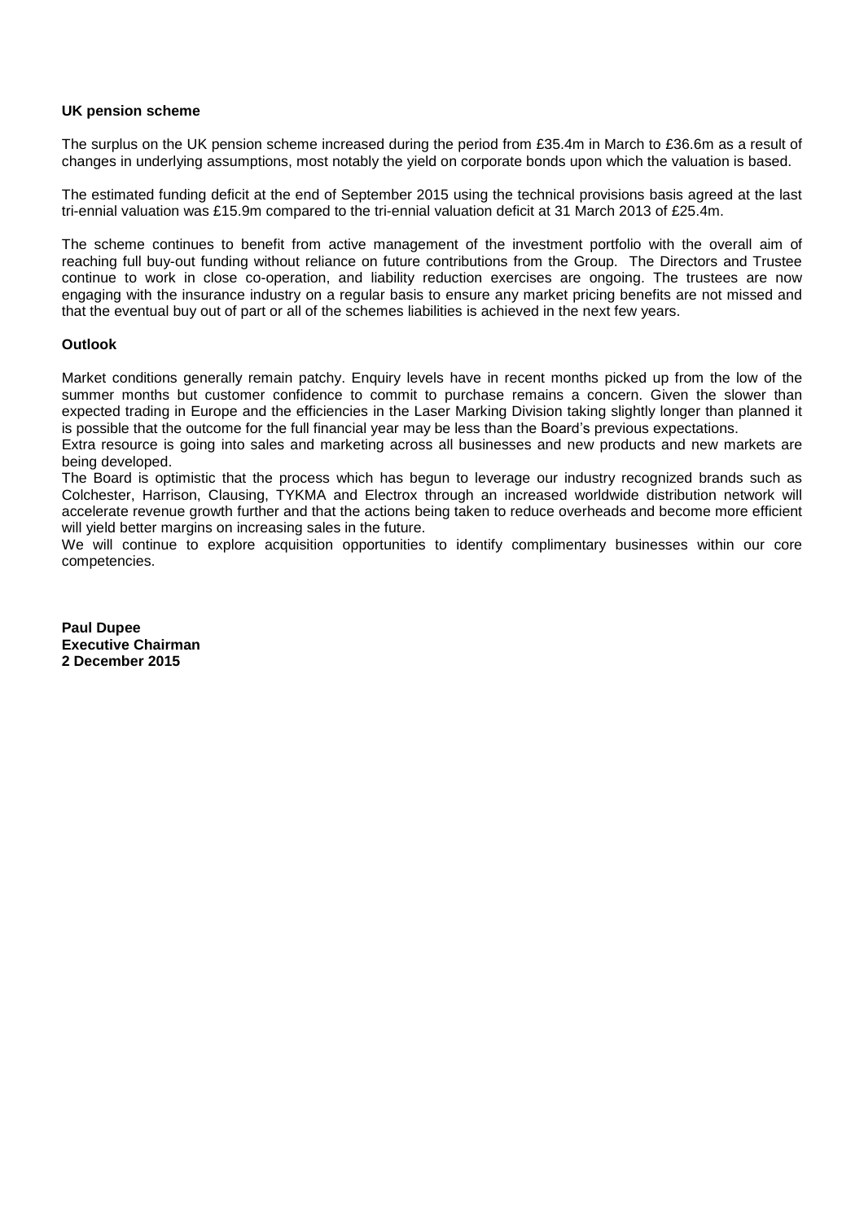**UK pension scheme**

The surplus on the UK pension scheme increased during the period from £35.4m in March to £36.6m as a result of changes in underlying assumptions, most notably the yield on corporate bonds upon which the valuation is based.

The estimated funding deficit at the end of September 2015 using the technical provisions basis agreed at the last tri-ennial valuation was £15.9m compared to the tri-ennial valuation deficit at 31 March 2013 of £25.4m.

The scheme continues to benefit from active management of the investment portfolio with the overall aim of reaching full buy-out funding without reliance on future contributions from the Group. The Directors and Trustee continue to work in close co-operation, and liability reduction exercises are ongoing. The trustees are now engaging with the insurance industry on a regular basis to ensure any market pricing benefits are not missed and that the eventual buy out of part or all of the schemes liabilities is achieved in the next few years.

**Outlook**

Market conditions generally remain patchy. Enquiry levels have in recent months picked up from the low of the summer months but customer confidence to commit to purchase remains a concern. Given the slower than expected trading in Europe and the efficiencies in the Laser Marking Division taking slightly longer than planned it is possible that the outcome for the full financial year may be less than the Board's previous expectations.

Extra resource is going into sales and marketing across all businesses and new products and new markets are being developed.

The Board is optimistic that the process which has begun to leverage our industry recognized brands such as Colchester, Harrison, Clausing, TYKMA and Electrox through an increased worldwide distribution network will accelerate revenue growth further and that the actions being taken to reduce overheads and become more efficient will yield better margins on increasing sales in the future.

We will continue to explore acquisition opportunities to identify complimentary businesses within our core competencies.

**Paul Dupee**
**Executive Chairman**
**2 December 2015**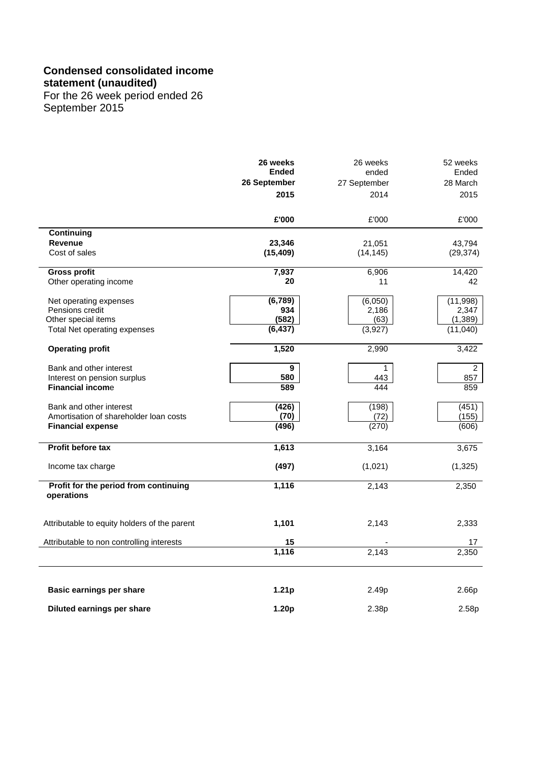# Condensed consolidated income statement (unaudited)

For the 26 week period ended 26 September 2015

| | **26 weeks Ended 26 September 2015** | 26 weeks ended 27 September 2014 | 52 weeks Ended 28 March 2015 |
|---|---|---|---|
| | **£'000** | £'000 | £'000 |
| **Continuing** | | | |
| **Revenue** | **23,346** | 21,051 | 43,794 |
| Cost of sales | **(15,409)** | (14,145) | (29,374) |
| **Gross profit** | **7,937** | 6,906 | 14,420 |
| Other operating income | **20** | 11 | 42 |
| Net operating expenses | **(6,789)** | (6,050) | (11,998) |
| Pensions credit | **934** | 2,186 | 2,347 |
| Other special items | **(582)** | (63) | (1,389) |
| Total Net operating expenses | **(6,437)** | (3,927) | (11,040) |
| **Operating profit** | **1,520** | 2,990 | 3,422 |
| Bank and other interest | **9** | 1 | 2 |
| Interest on pension surplus | **580** | 443 | 857 |
| **Financial income** | **589** | 444 | 859 |
| Bank and other interest | **(426)** | (198) | (451) |
| Amortisation of shareholder loan costs | **(70)** | (72) | (155) |
| **Financial expense** | **(496)** | (270) | (606) |
| **Profit before tax** | **1,613** | 3,164 | 3,675 |
| Income tax charge | **(497)** | (1,021) | (1,325) |
| **Profit for the period from continuing operations** | **1,116** | 2,143 | 2,350 |
| Attributable to equity holders of the parent | **1,101** | 2,143 | 2,333 |
| Attributable to non controlling interests | **15** | - | 17 |
| | **1,116** | 2,143 | 2,350 |
| **Basic earnings per share** | **1.21p** | 2.49p | 2.66p |
| **Diluted earnings per share** | **1.20p** | 2.38p | 2.58p |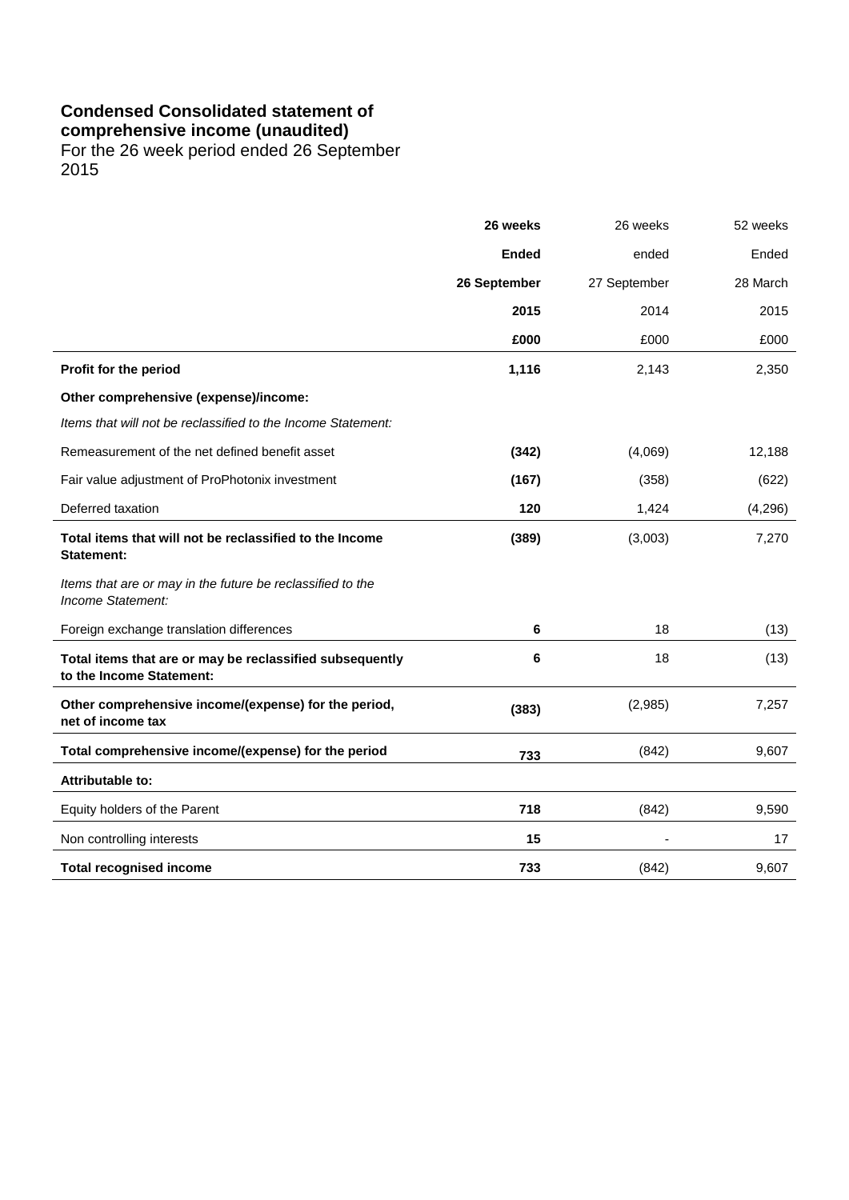**Condensed Consolidated statement of comprehensive income (unaudited)**
For the 26 week period ended 26 September 2015

| | **26 weeks Ended 26 September 2015** | 26 weeks ended 27 September 2014 | 52 weeks Ended 28 March 2015 |
|---|---|---|---|
| | **£000** | £000 | £000 |
| **Profit for the period** | **1,116** | 2,143 | 2,350 |
| **Other comprehensive (expense)/income:** | | | |
| *Items that will not be reclassified to the Income Statement:* | | | |
| Remeasurement of the net defined benefit asset | **(342)** | (4,069) | 12,188 |
| Fair value adjustment of ProPhotonix investment | **(167)** | (358) | (622) |
| Deferred taxation | **120** | 1,424 | (4,296) |
| **Total items that will not be reclassified to the Income Statement:** | **(389)** | (3,003) | 7,270 |
| *Items that are or may in the future be reclassified to the Income Statement:* | | | |
| Foreign exchange translation differences | **6** | 18 | (13) |
| **Total items that are or may be reclassified subsequently to the Income Statement:** | **6** | 18 | (13) |
| **Other comprehensive income/(expense) for the period, net of income tax** | **(383)** | (2,985) | 7,257 |
| **Total comprehensive income/(expense) for the period** | **733** | (842) | 9,607 |
| **Attributable to:** | | | |
| Equity holders of the Parent | **718** | (842) | 9,590 |
| Non controlling interests | **15** | - | 17 |
| **Total recognised income** | **733** | (842) | 9,607 |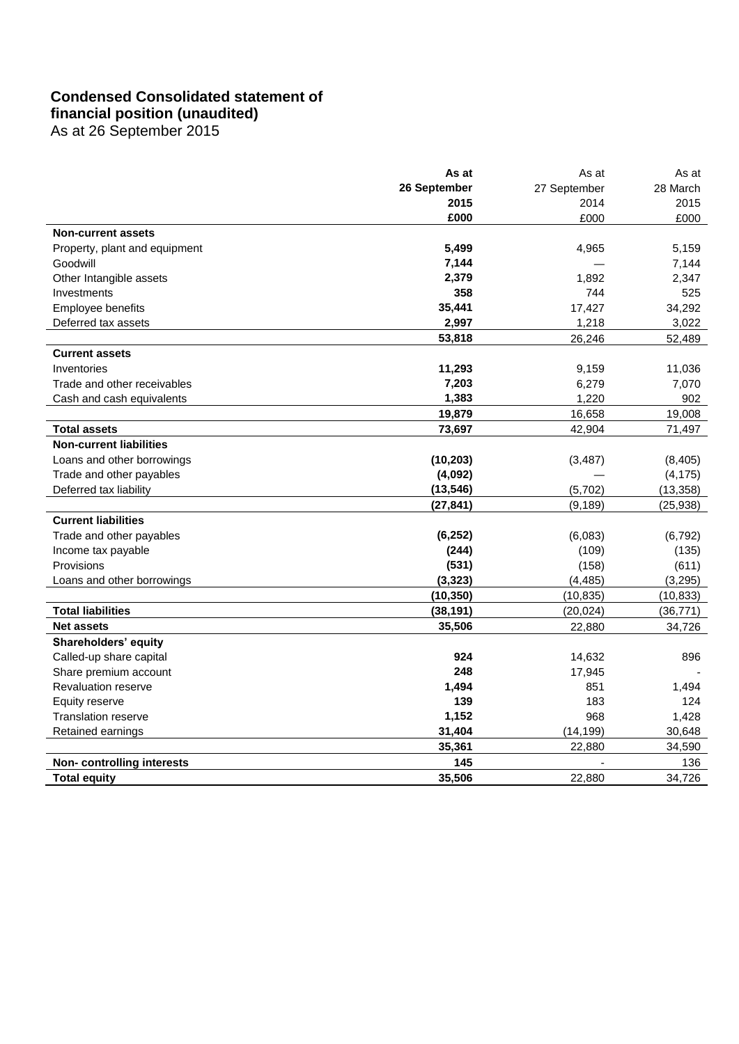# Condensed Consolidated statement of financial position (unaudited)

As at 26 September 2015

| | **As at 26 September 2015 £000** | As at 27 September 2014 £000 | As at 28 March 2015 £000 |
|---|---|---|---|
| **Non-current assets** | | | |
| Property, plant and equipment | **5,499** | 4,965 | 5,159 |
| Goodwill | **7,144** | — | 7,144 |
| Other Intangible assets | **2,379** | 1,892 | 2,347 |
| Investments | **358** | 744 | 525 |
| Employee benefits | **35,441** | 17,427 | 34,292 |
| Deferred tax assets | **2,997** | 1,218 | 3,022 |
| | **53,818** | 26,246 | 52,489 |
| **Current assets** | | | |
| Inventories | **11,293** | 9,159 | 11,036 |
| Trade and other receivables | **7,203** | 6,279 | 7,070 |
| Cash and cash equivalents | **1,383** | 1,220 | 902 |
| | **19,879** | 16,658 | 19,008 |
| **Total assets** | **73,697** | 42,904 | 71,497 |
| **Non-current liabilities** | | | |
| Loans and other borrowings | **(10,203)** | (3,487) | (8,405) |
| Trade and other payables | **(4,092)** | — | (4,175) |
| Deferred tax liability | **(13,546)** | (5,702) | (13,358) |
| | **(27,841)** | (9,189) | (25,938) |
| **Current liabilities** | | | |
| Trade and other payables | **(6,252)** | (6,083) | (6,792) |
| Income tax payable | **(244)** | (109) | (135) |
| Provisions | **(531)** | (158) | (611) |
| Loans and other borrowings | **(3,323)** | (4,485) | (3,295) |
| | **(10,350)** | (10,835) | (10,833) |
| **Total liabilities** | **(38,191)** | (20,024) | (36,771) |
| **Net assets** | **35,506** | 22,880 | 34,726 |
| **Shareholders' equity** | | | |
| Called-up share capital | **924** | 14,632 | 896 |
| Share premium account | **248** | 17,945 | - |
| Revaluation reserve | **1,494** | 851 | 1,494 |
| Equity reserve | **139** | 183 | 124 |
| Translation reserve | **1,152** | 968 | 1,428 |
| Retained earnings | **31,404** | (14,199) | 30,648 |
| | **35,361** | 22,880 | 34,590 |
| **Non- controlling interests** | **145** | - | 136 |
| **Total equity** | **35,506** | 22,880 | 34,726 |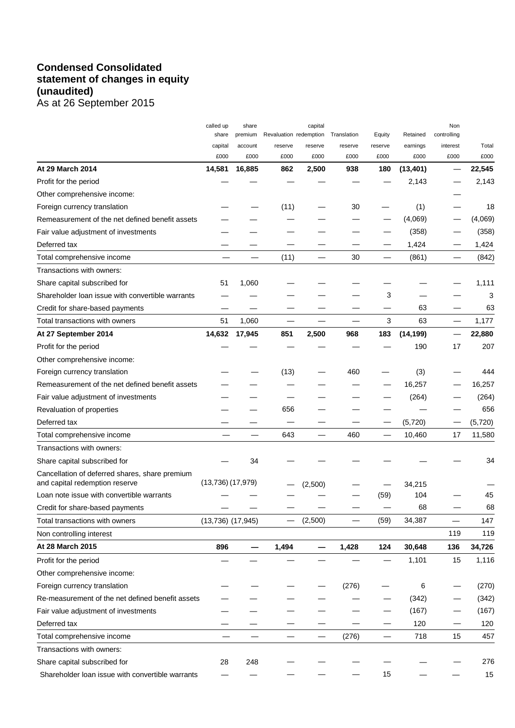# Condensed Consolidated statement of changes in equity (unaudited)

As at 26 September 2015

| | called up share capital £000 | share premium account £000 | Revaluation reserve £000 | capital redemption reserve £000 | Translation reserve £000 | Equity reserve £000 | Retained earnings £000 | Non controlling interest £000 | Total £000 |
|---|---|---|---|---|---|---|---|---|---|
| **At 29 March 2014** | **14,581** | **16,885** | **862** | **2,500** | **938** | **180** | **(13,401)** | **—** | **22,545** |
| Profit for the period | — | — | — | — | — | — | 2,143 | — | 2,143 |
| Other comprehensive income: | | | | | | | | — | |
| Foreign currency translation | — | — | (11) | — | 30 | — | (1) | — | 18 |
| Remeasurement of the net defined benefit assets | — | — | — | — | — | — | (4,069) | — | (4,069) |
| Fair value adjustment of investments | — | — | — | — | — | — | (358) | — | (358) |
| Deferred tax | — | — | — | — | — | — | 1,424 | — | 1,424 |
| Total comprehensive income | — | — | (11) | — | 30 | — | (861) | — | (842) |
| Transactions with owners: | | | | | | | | | |
| Share capital subscribed for | 51 | 1,060 | — | — | — | — | — | — | 1,111 |
| Shareholder loan issue with convertible warrants | — | — | — | — | — | 3 | — | — | 3 |
| Credit for share-based payments | — | — | — | — | — | — | 63 | — | 63 |
| Total transactions with owners | 51 | 1,060 | — | — | — | 3 | 63 | — | 1,177 |
| **At 27 September 2014** | **14,632** | **17,945** | **851** | **2,500** | **968** | **183** | **(14,199)** | **—** | **22,880** |
| Profit for the period | — | — | — | — | — | — | 190 | 17 | 207 |
| Other comprehensive income: | | | | | | | | | |
| Foreign currency translation | — | — | (13) | — | 460 | — | (3) | — | 444 |
| Remeasurement of the net defined benefit assets | — | — | — | — | — | — | 16,257 | — | 16,257 |
| Fair value adjustment of investments | — | — | — | — | — | — | (264) | — | (264) |
| Revaluation of properties | — | — | 656 | — | — | — | — | — | 656 |
| Deferred tax | — | — | — | — | — | — | (5,720) | — | (5,720) |
| Total comprehensive income | — | — | 643 | — | 460 | — | 10,460 | 17 | 11,580 |
| Transactions with owners: | | | | | | | | | |
| Share capital subscribed for | — | 34 | — | — | — | — | — | — | 34 |
| Cancellation of deferred shares, share premium and capital redemption reserve | (13,736) | (17,979) | — | (2,500) | — | — | 34,215 | | — |
| Loan note issue with convertible warrants | — | — | — | — | — | (59) | 104 | — | 45 |
| Credit for share-based payments | — | — | — | — | — | — | 68 | — | 68 |
| Total transactions with owners | (13,736) | (17,945) | — | (2,500) | — | (59) | 34,387 | — | 147 |
| Non controlling interest | | | | | | | | 119 | 119 |
| **At 28 March 2015** | **896** | **—** | **1,494** | **—** | **1,428** | **124** | **30,648** | **136** | **34,726** |
| Profit for the period | — | — | — | — | — | — | 1,101 | 15 | 1,116 |
| Other comprehensive income: | | | | | | | | | |
| Foreign currency translation | — | — | — | — | (276) | — | 6 | — | (270) |
| Re-measurement of the net defined benefit assets | — | — | — | — | — | — | (342) | — | (342) |
| Fair value adjustment of investments | — | — | — | — | — | — | (167) | — | (167) |
| Deferred tax | — | — | — | — | — | — | 120 | — | 120 |
| Total comprehensive income | — | — | — | — | (276) | — | 718 | 15 | 457 |
| Transactions with owners: | | | | | | | | | |
| Share capital subscribed for | 28 | 248 | — | — | — | — | — | — | 276 |
| Shareholder loan issue with convertible warrants | — | — | — | — | — | 15 | — | — | 15 |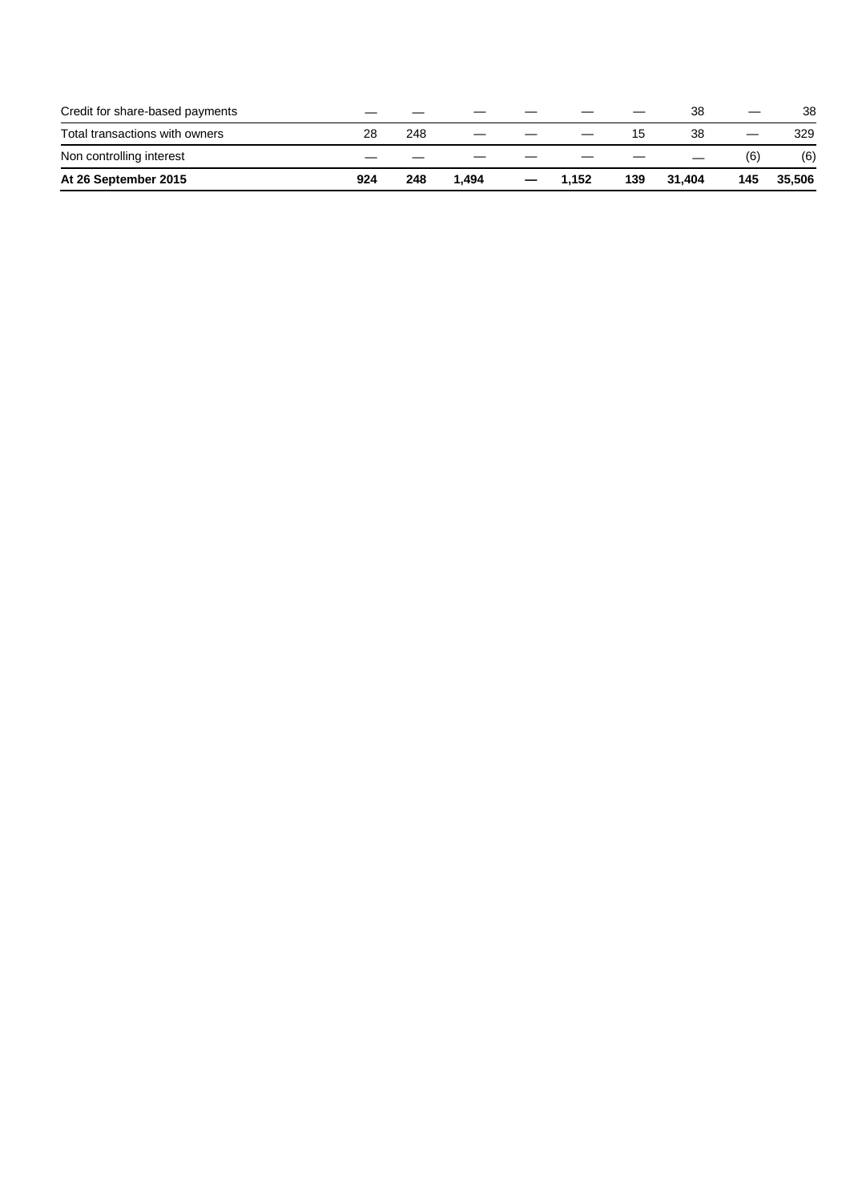| | | | | | | | | | |
|---|---|---|---|---|---|---|---|---|---|
| Credit for share-based payments | — | — | — | — | — | — | 38 | — | 38 |
| Total transactions with owners | 28 | 248 | — | — | — | 15 | 38 | — | 329 |
| Non controlling interest | — | — | — | — | — | — | — | (6) | (6) |
| **At 26 September 2015** | **924** | **248** | **1,494** | **—** | **1,152** | **139** | **31,404** | **145** | **35,506** |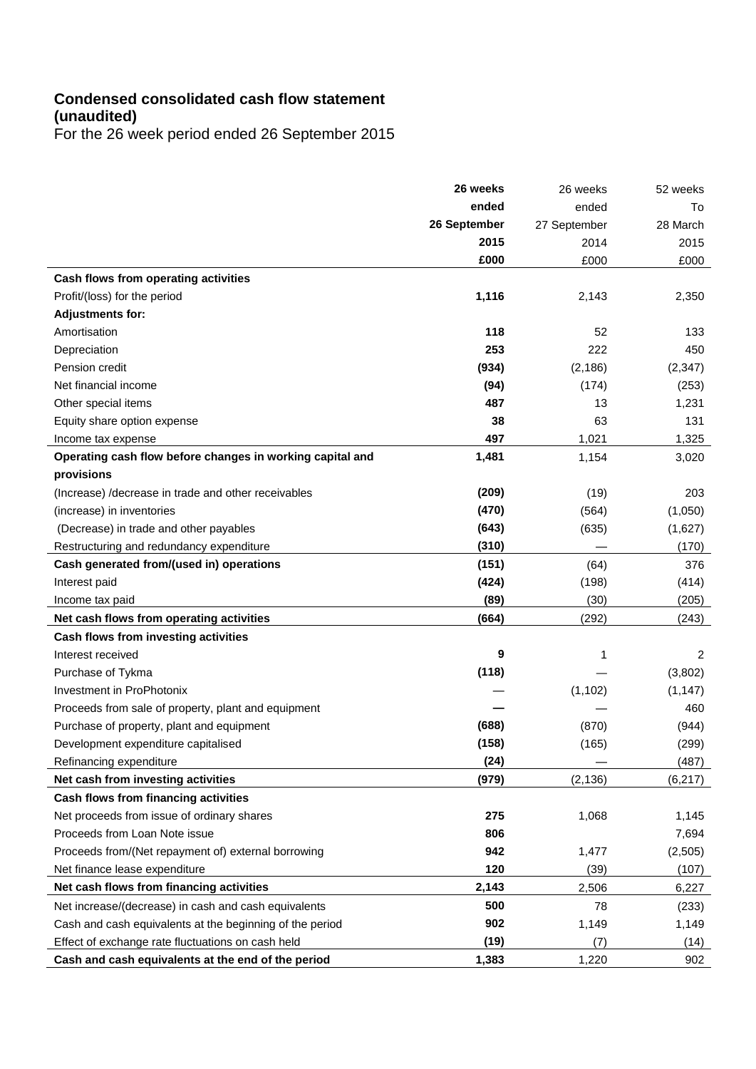**Condensed consolidated cash flow statement (unaudited)**

For the 26 week period ended 26 September 2015

| | **26 weeks ended 26 September 2015 £000** | 26 weeks ended 27 September 2014 £000 | 52 weeks To 28 March 2015 £000 |
|---|---|---|---|
| **Cash flows from operating activities** | | | |
| Profit/(loss) for the period | **1,116** | 2,143 | 2,350 |
| **Adjustments for:** | | | |
| Amortisation | **118** | 52 | 133 |
| Depreciation | **253** | 222 | 450 |
| Pension credit | **(934)** | (2,186) | (2,347) |
| Net financial income | **(94)** | (174) | (253) |
| Other special items | **487** | 13 | 1,231 |
| Equity share option expense | **38** | 63 | 131 |
| Income tax expense | **497** | 1,021 | 1,325 |
| **Operating cash flow before changes in working capital and provisions** | **1,481** | 1,154 | 3,020 |
| (Increase) /decrease in trade and other receivables | **(209)** | (19) | 203 |
| (increase) in inventories | **(470)** | (564) | (1,050) |
| (Decrease) in trade and other payables | **(643)** | (635) | (1,627) |
| Restructuring and redundancy expenditure | **(310)** | — | (170) |
| **Cash generated from/(used in) operations** | **(151)** | (64) | 376 |
| Interest paid | **(424)** | (198) | (414) |
| Income tax paid | **(89)** | (30) | (205) |
| **Net cash flows from operating activities** | **(664)** | (292) | (243) |
| **Cash flows from investing activities** | | | |
| Interest received | **9** | 1 | 2 |
| Purchase of Tykma | **(118)** | — | (3,802) |
| Investment in ProPhotonix | — | (1,102) | (1,147) |
| Proceeds from sale of property, plant and equipment | **—** | — | 460 |
| Purchase of property, plant and equipment | **(688)** | (870) | (944) |
| Development expenditure capitalised | **(158)** | (165) | (299) |
| Refinancing expenditure | **(24)** | — | (487) |
| **Net cash from investing activities** | **(979)** | (2,136) | (6,217) |
| **Cash flows from financing activities** | | | |
| Net proceeds from issue of ordinary shares | **275** | 1,068 | 1,145 |
| Proceeds from Loan Note issue | **806** | | 7,694 |
| Proceeds from/(Net repayment of) external borrowing | **942** | 1,477 | (2,505) |
| Net finance lease expenditure | **120** | (39) | (107) |
| **Net cash flows from financing activities** | **2,143** | 2,506 | 6,227 |
| Net increase/(decrease) in cash and cash equivalents | **500** | 78 | (233) |
| Cash and cash equivalents at the beginning of the period | **902** | 1,149 | 1,149 |
| Effect of exchange rate fluctuations on cash held | **(19)** | (7) | (14) |
| **Cash and cash equivalents at the end of the period** | **1,383** | 1,220 | 902 |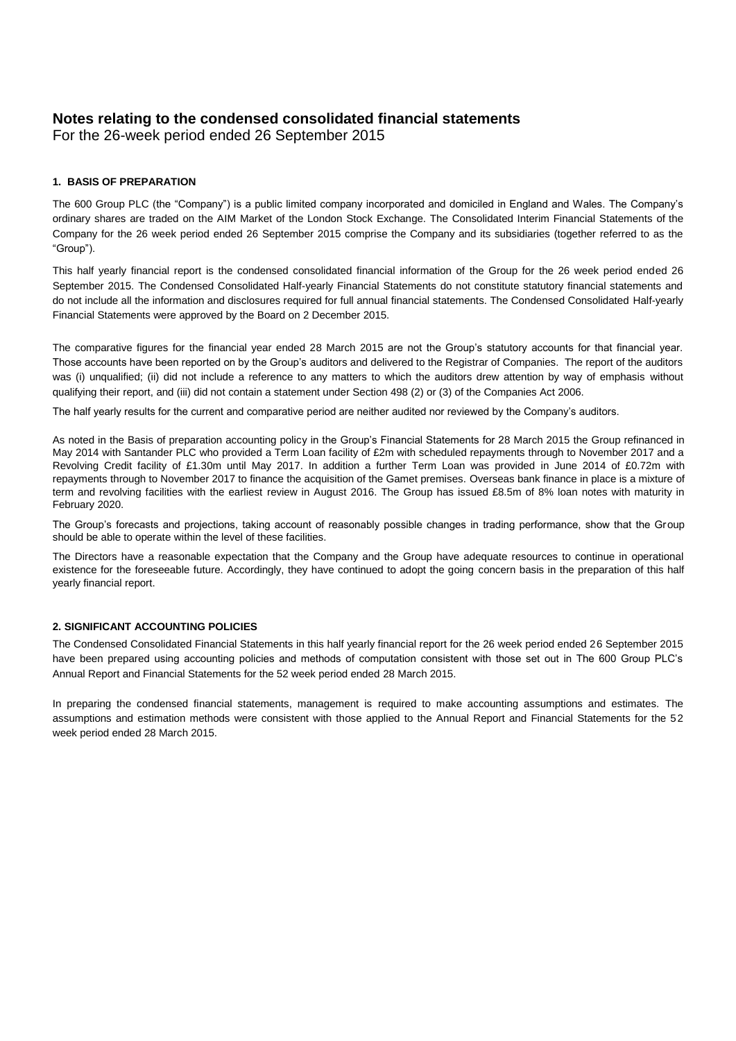# Notes relating to the condensed consolidated financial statements

For the 26-week period ended 26 September 2015

### 1. BASIS OF PREPARATION

The 600 Group PLC (the "Company") is a public limited company incorporated and domiciled in England and Wales. The Company's ordinary shares are traded on the AIM Market of the London Stock Exchange. The Consolidated Interim Financial Statements of the Company for the 26 week period ended 26 September 2015 comprise the Company and its subsidiaries (together referred to as the "Group").

This half yearly financial report is the condensed consolidated financial information of the Group for the 26 week period ended 26 September 2015. The Condensed Consolidated Half-yearly Financial Statements do not constitute statutory financial statements and do not include all the information and disclosures required for full annual financial statements. The Condensed Consolidated Half-yearly Financial Statements were approved by the Board on 2 December 2015.

The comparative figures for the financial year ended 28 March 2015 are not the Group's statutory accounts for that financial year. Those accounts have been reported on by the Group's auditors and delivered to the Registrar of Companies. The report of the auditors was (i) unqualified; (ii) did not include a reference to any matters to which the auditors drew attention by way of emphasis without qualifying their report, and (iii) did not contain a statement under Section 498 (2) or (3) of the Companies Act 2006.

The half yearly results for the current and comparative period are neither audited nor reviewed by the Company's auditors.

As noted in the Basis of preparation accounting policy in the Group's Financial Statements for 28 March 2015 the Group refinanced in May 2014 with Santander PLC who provided a Term Loan facility of £2m with scheduled repayments through to November 2017 and a Revolving Credit facility of £1.30m until May 2017. In addition a further Term Loan was provided in June 2014 of £0.72m with repayments through to November 2017 to finance the acquisition of the Gamet premises. Overseas bank finance in place is a mixture of term and revolving facilities with the earliest review in August 2016. The Group has issued £8.5m of 8% loan notes with maturity in February 2020.

The Group's forecasts and projections, taking account of reasonably possible changes in trading performance, show that the Group should be able to operate within the level of these facilities.

The Directors have a reasonable expectation that the Company and the Group have adequate resources to continue in operational existence for the foreseeable future. Accordingly, they have continued to adopt the going concern basis in the preparation of this half yearly financial report.

### 2. SIGNIFICANT ACCOUNTING POLICIES

The Condensed Consolidated Financial Statements in this half yearly financial report for the 26 week period ended 26 September 2015 have been prepared using accounting policies and methods of computation consistent with those set out in The 600 Group PLC's Annual Report and Financial Statements for the 52 week period ended 28 March 2015.

In preparing the condensed financial statements, management is required to make accounting assumptions and estimates. The assumptions and estimation methods were consistent with those applied to the Annual Report and Financial Statements for the 52 week period ended 28 March 2015.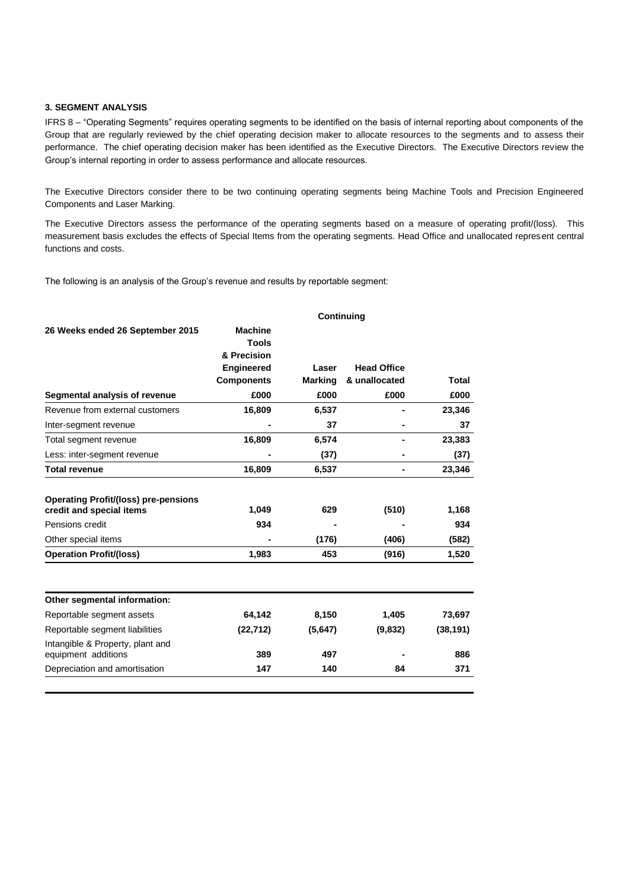### 3. SEGMENT ANALYSIS

IFRS 8 – "Operating Segments" requires operating segments to be identified on the basis of internal reporting about components of the Group that are regularly reviewed by the chief operating decision maker to allocate resources to the segments and to assess their performance. The chief operating decision maker has been identified as the Executive Directors. The Executive Directors review the Group's internal reporting in order to assess performance and allocate resources.

The Executive Directors consider there to be two continuing operating segments being Machine Tools and Precision Engineered Components and Laser Marking.

The Executive Directors assess the performance of the operating segments based on a measure of operating profit/(loss). This measurement basis excludes the effects of Special Items from the operating segments. Head Office and unallocated represent central functions and costs.

The following is an analysis of the Group's revenue and results by reportable segment:

| | Continuing | | | |
|---|---|---|---|---|
| **26 Weeks ended 26 September 2015** | **Machine Tools & Precision Engineered Components** | **Laser Marking** | **Head Office & unallocated** | **Total** |
| **Segmental analysis of revenue** | **£000** | **£000** | **£000** | **£000** |
| Revenue from external customers | 16,809 | 6,537 | - | 23,346 |
| Inter-segment revenue | - | 37 | - | 37 |
| Total segment revenue | 16,809 | 6,574 | - | 23,383 |
| Less: inter-segment revenue | - | (37) | - | (37) |
| **Total revenue** | 16,809 | 6,537 | - | 23,346 |
| | | | | |
| **Operating Profit/(loss) pre-pensions credit and special items** | 1,049 | 629 | (510) | 1,168 |
| Pensions credit | 934 | - | - | 934 |
| Other special items | - | (176) | (406) | (582) |
| **Operation Profit/(loss)** | 1,983 | 453 | (916) | 1,520 |

| **Other segmental information:** | | | | |
|---|---|---|---|---|
| Reportable segment assets | 64,142 | 8,150 | 1,405 | 73,697 |
| Reportable segment liabilities | (22,712) | (5,647) | (9,832) | (38,191) |
| Intangible & Property, plant and equipment additions | 389 | 497 | - | 886 |
| Depreciation and amortisation | 147 | 140 | 84 | 371 |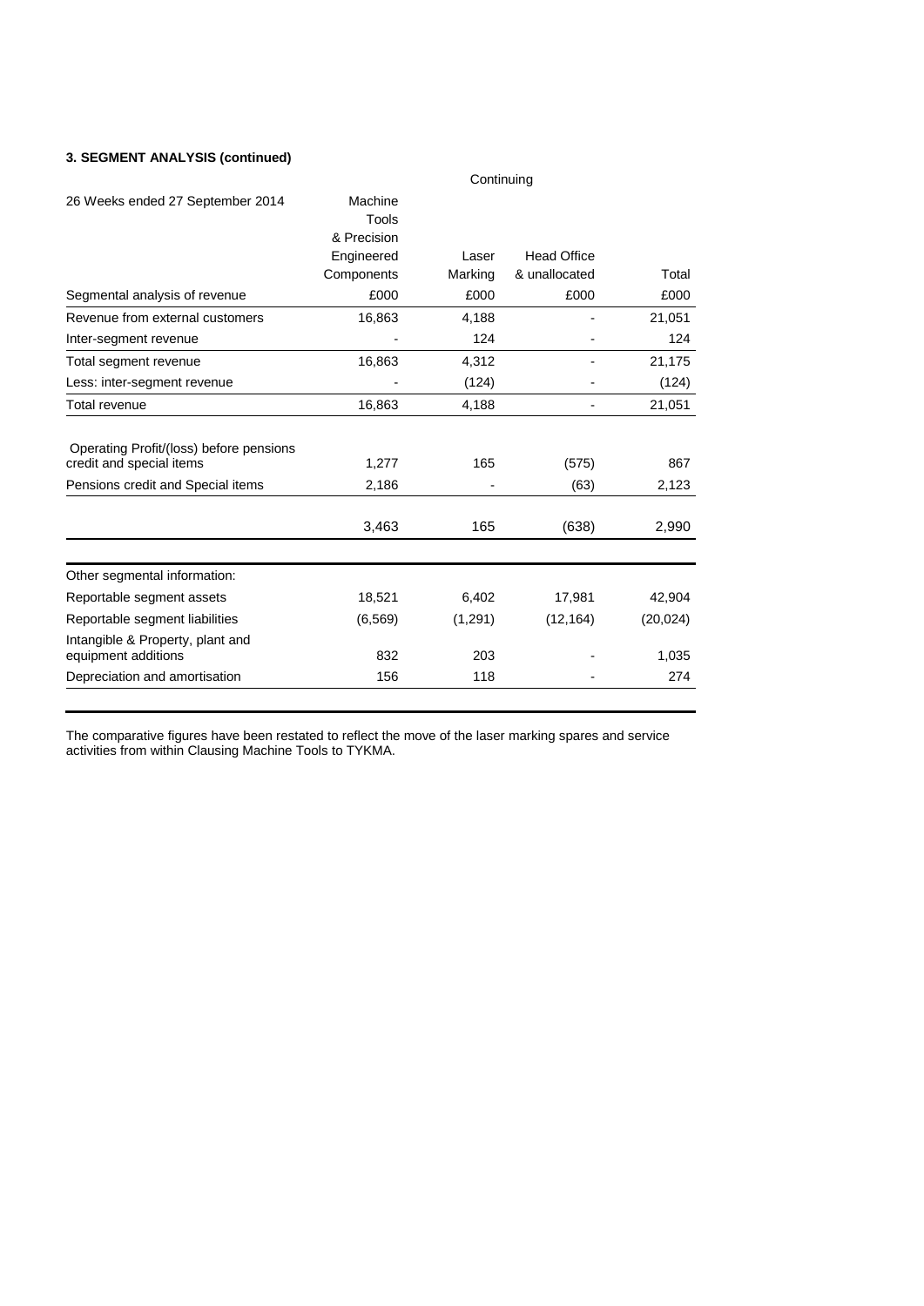### 3. SEGMENT ANALYSIS (continued)

| 26 Weeks ended 27 September 2014 | Continuing | | | |
|---|---|---|---|---|
| Segmental analysis of revenue | Machine Tools & Precision Engineered Components £000 | Laser Marking £000 | Head Office & unallocated £000 | Total £000 |
| Revenue from external customers | 16,863 | 4,188 | - | 21,051 |
| Inter-segment revenue | - | 124 | - | 124 |
| Total segment revenue | 16,863 | 4,312 | - | 21,175 |
| Less: inter-segment revenue | - | (124) | - | (124) |
| Total revenue | 16,863 | 4,188 | - | 21,051 |
| Operating Profit/(loss) before pensions credit and special items | 1,277 | 165 | (575) | 867 |
| Pensions credit and Special items | 2,186 | - | (63) | 2,123 |
| | 3,463 | 165 | (638) | 2,990 |
| Other segmental information: | | | | |
| Reportable segment assets | 18,521 | 6,402 | 17,981 | 42,904 |
| Reportable segment liabilities | (6,569) | (1,291) | (12,164) | (20,024) |
| Intangible & Property, plant and equipment additions | 832 | 203 | - | 1,035 |
| Depreciation and amortisation | 156 | 118 | - | 274 |

The comparative figures have been restated to reflect the move of the laser marking spares and service activities from within Clausing Machine Tools to TYKMA.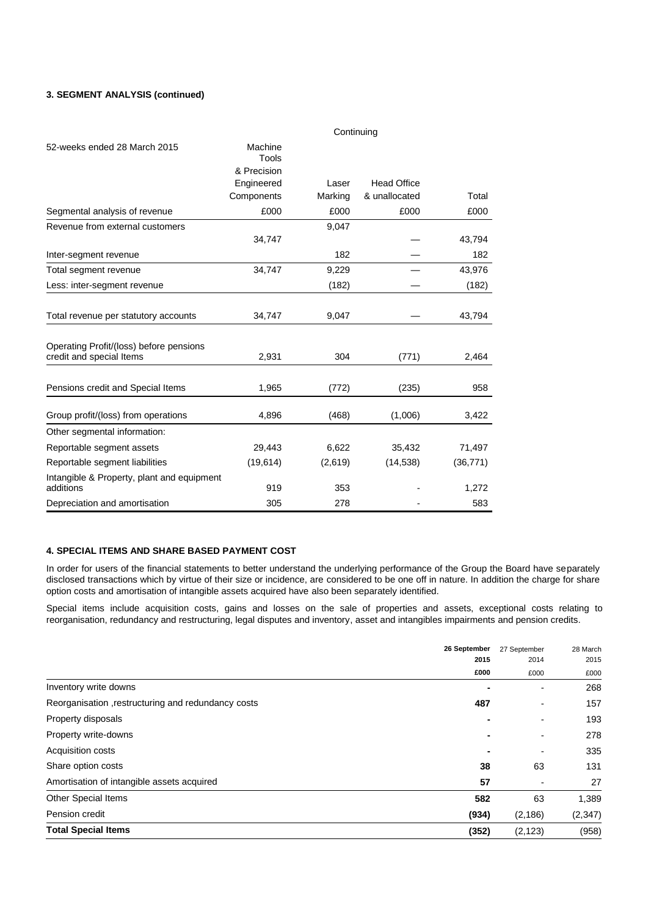**3. SEGMENT ANALYSIS (continued)**

| 52-weeks ended 28 March 2015 | Continuing | | | |
|---|---|---|---|---|
| | Machine Tools & Precision Engineered Components | Laser Marking | Head Office & unallocated | Total |
| Segmental analysis of revenue | £000 | £000 | £000 | £000 |
| Revenue from external customers | 34,747 | 9,047 | — | 43,794 |
| Inter-segment revenue | | 182 | — | 182 |
| Total segment revenue | 34,747 | 9,229 | — | 43,976 |
| Less: inter-segment revenue | | (182) | — | (182) |
| Total revenue per statutory accounts | 34,747 | 9,047 | — | 43,794 |
| Operating Profit/(loss) before pensions credit and special Items | 2,931 | 304 | (771) | 2,464 |
| Pensions credit and Special Items | 1,965 | (772) | (235) | 958 |
| Group profit/(loss) from operations | 4,896 | (468) | (1,006) | 3,422 |
| Other segmental information: | | | | |
| Reportable segment assets | 29,443 | 6,622 | 35,432 | 71,497 |
| Reportable segment liabilities | (19,614) | (2,619) | (14,538) | (36,771) |
| Intangible & Property, plant and equipment additions | 919 | 353 | - | 1,272 |
| Depreciation and amortisation | 305 | 278 | - | 583 |

**4. SPECIAL ITEMS AND SHARE BASED PAYMENT COST**

In order for users of the financial statements to better understand the underlying performance of the Group the Board have separately disclosed transactions which by virtue of their size or incidence, are considered to be one off in nature. In addition the charge for share option costs and amortisation of intangible assets acquired have also been separately identified.

Special items include acquisition costs, gains and losses on the sale of properties and assets, exceptional costs relating to reorganisation, redundancy and restructuring, legal disputes and inventory, asset and intangibles impairments and pension credits.

| | **26 September 2015** | 27 September 2014 | 28 March 2015 |
|---|---|---|---|
| | **£000** | £000 | £000 |
| Inventory write downs | **-** | - | 268 |
| Reorganisation ,restructuring and redundancy costs | **487** | - | 157 |
| Property disposals | **-** | - | 193 |
| Property write-downs | **-** | - | 278 |
| Acquisition costs | **-** | - | 335 |
| Share option costs | **38** | 63 | 131 |
| Amortisation of intangible assets acquired | **57** | - | 27 |
| Other Special Items | **582** | 63 | 1,389 |
| Pension credit | **(934)** | (2,186) | (2,347) |
| **Total Special Items** | **(352)** | (2,123) | (958) |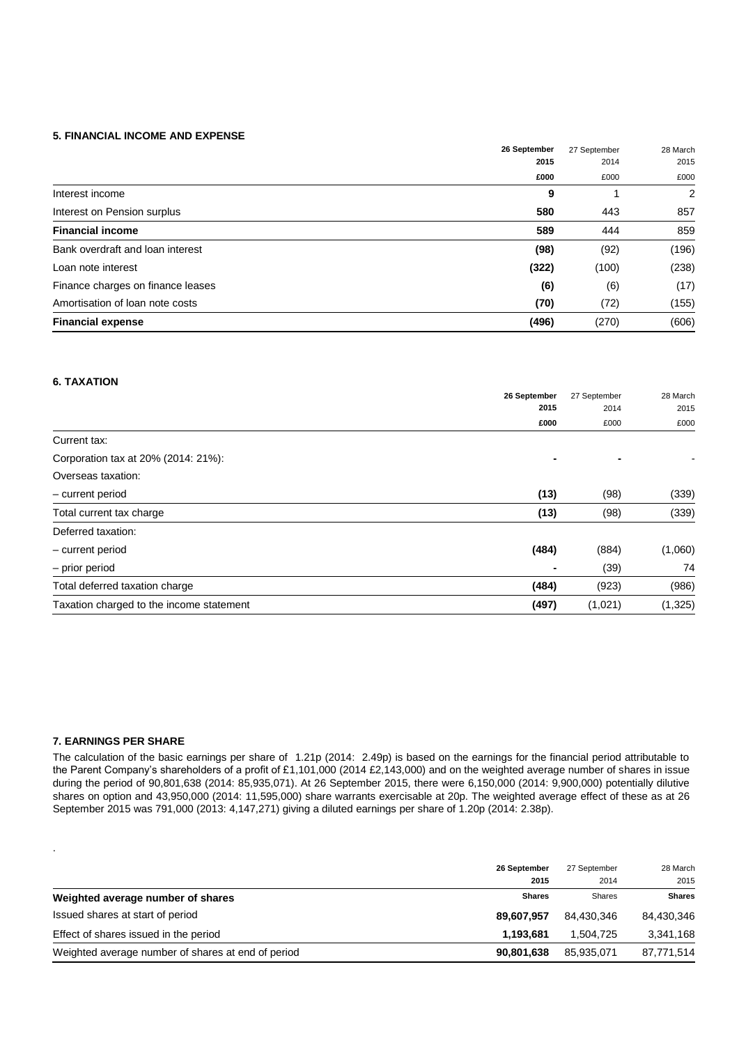### 5. FINANCIAL INCOME AND EXPENSE

| | **26 September 2015** | 27 September 2014 | 28 March 2015 |
|---|---|---|---|
| | **£000** | £000 | £000 |
| Interest income | **9** | 1 | 2 |
| Interest on Pension surplus | **580** | 443 | 857 |
| **Financial income** | **589** | 444 | 859 |
| Bank overdraft and loan interest | **(98)** | (92) | (196) |
| Loan note interest | **(322)** | (100) | (238) |
| Finance charges on finance leases | **(6)** | (6) | (17) |
| Amortisation of loan note costs | **(70)** | (72) | (155) |
| **Financial expense** | **(496)** | (270) | (606) |

### 6. TAXATION

| | **26 September 2015** | 27 September 2014 | 28 March 2015 |
|---|---|---|---|
| | **£000** | £000 | £000 |
| Current tax: | | | |
| Corporation tax at 20% (2014: 21%): | **-** | - | - |
| Overseas taxation: | | | |
| – current period | **(13)** | (98) | (339) |
| Total current tax charge | **(13)** | (98) | (339) |
| Deferred taxation: | | | |
| – current period | **(484)** | (884) | (1,060) |
| – prior period | **-** | (39) | 74 |
| Total deferred taxation charge | **(484)** | (923) | (986) |
| Taxation charged to the income statement | **(497)** | (1,021) | (1,325) |

### 7. EARNINGS PER SHARE

The calculation of the basic earnings per share of 1.21p (2014: 2.49p) is based on the earnings for the financial period attributable to the Parent Company's shareholders of a profit of £1,101,000 (2014 £2,143,000) and on the weighted average number of shares in issue during the period of 90,801,638 (2014: 85,935,071). At 26 September 2015, there were 6,150,000 (2014: 9,900,000) potentially dilutive shares on option and 43,950,000 (2014: 11,595,000) share warrants exercisable at 20p. The weighted average effect of these as at 26 September 2015 was 791,000 (2013: 4,147,271) giving a diluted earnings per share of 1.20p (2014: 2.38p).

.

| | **26 September 2015** | 27 September 2014 | 28 March 2015 |
|---|---|---|---|
| **Weighted average number of shares** | **Shares** | Shares | **Shares** |
| Issued shares at start of period | **89,607,957** | 84,430,346 | 84,430,346 |
| Effect of shares issued in the period | **1,193,681** | 1,504,725 | 3,341,168 |
| Weighted average number of shares at end of period | **90,801,638** | 85,935,071 | 87,771,514 |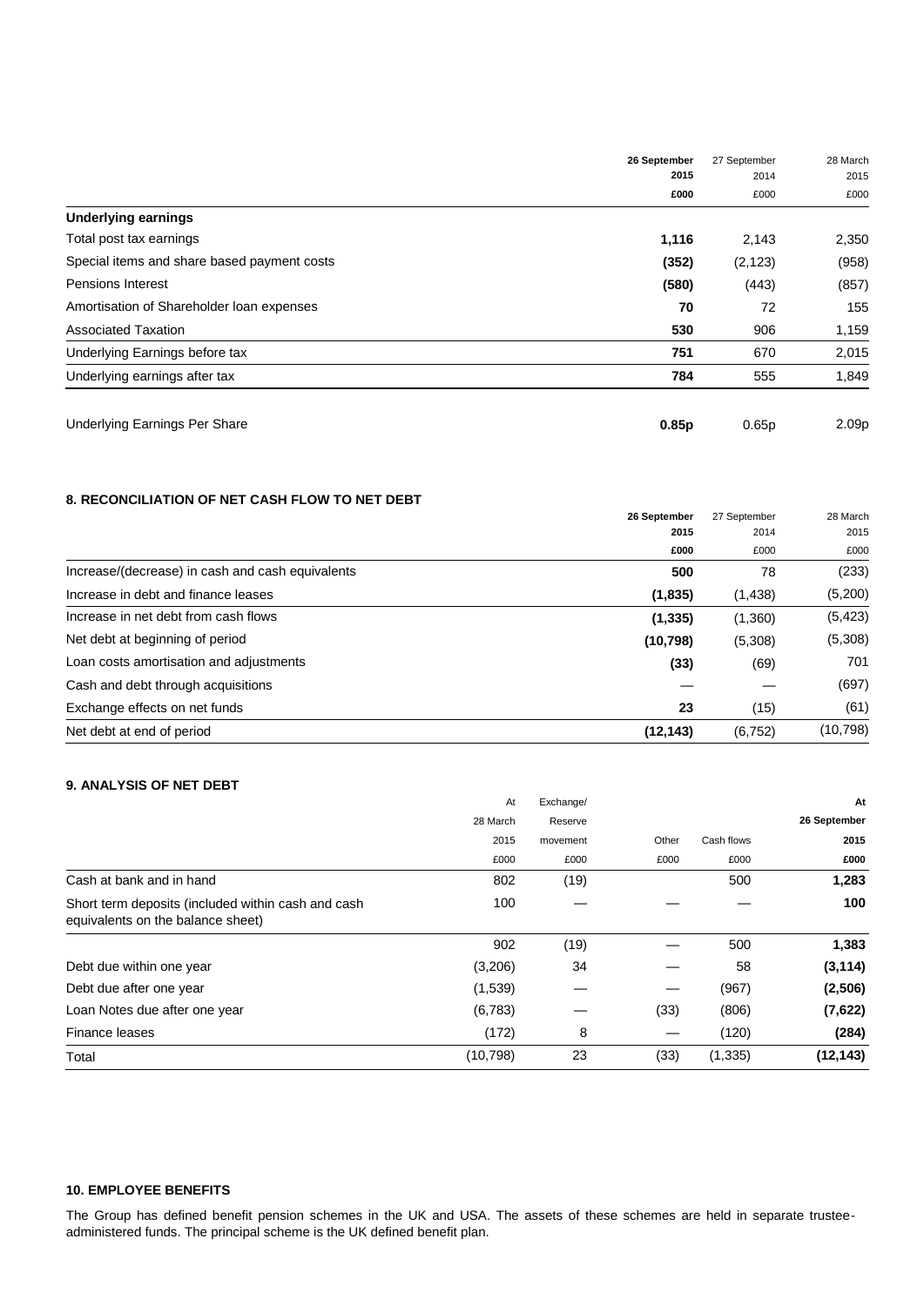| | 26 September 2015 £000 | 27 September 2014 £000 | 28 March 2015 £000 |
|---|---|---|---|
| **Underlying earnings** | | | |
| Total post tax earnings | **1,116** | 2,143 | 2,350 |
| Special items and share based payment costs | **(352)** | (2,123) | (958) |
| Pensions Interest | **(580)** | (443) | (857) |
| Amortisation of Shareholder loan expenses | **70** | 72 | 155 |
| Associated Taxation | **530** | 906 | 1,159 |
| Underlying Earnings before tax | **751** | 670 | 2,015 |
| Underlying earnings after tax | **784** | 555 | 1,849 |
| Underlying Earnings Per Share | **0.85p** | 0.65p | 2.09p |

### 8. RECONCILIATION OF NET CASH FLOW TO NET DEBT

| | 26 September 2015 £000 | 27 September 2014 £000 | 28 March 2015 £000 |
|---|---|---|---|
| Increase/(decrease) in cash and cash equivalents | **500** | 78 | (233) |
| Increase in debt and finance leases | **(1,835)** | (1,438) | (5,200) |
| Increase in net debt from cash flows | **(1,335)** | (1,360) | (5,423) |
| Net debt at beginning of period | **(10,798)** | (5,308) | (5,308) |
| Loan costs amortisation and adjustments | **(33)** | (69) | 701 |
| Cash and debt through acquisitions | — | — | (697) |
| Exchange effects on net funds | **23** | (15) | (61) |
| Net debt at end of period | **(12,143)** | (6,752) | (10,798) |

### 9. ANALYSIS OF NET DEBT

| | At 28 March 2015 £000 | Exchange/ Reserve movement £000 | Other £000 | Cash flows £000 | At 26 September 2015 £000 |
|---|---|---|---|---|---|
| Cash at bank and in hand | 802 | (19) | | 500 | **1,283** |
| Short term deposits (included within cash and cash equivalents on the balance sheet) | 100 | — | — | — | **100** |
| | 902 | (19) | — | 500 | **1,383** |
| Debt due within one year | (3,206) | 34 | — | 58 | **(3,114)** |
| Debt due after one year | (1,539) | — | — | (967) | **(2,506)** |
| Loan Notes due after one year | (6,783) | — | (33) | (806) | **(7,622)** |
| Finance leases | (172) | 8 | — | (120) | **(284)** |
| Total | (10,798) | 23 | (33) | (1,335) | **(12,143)** |

### 10. EMPLOYEE BENEFITS

The Group has defined benefit pension schemes in the UK and USA. The assets of these schemes are held in separate trustee-administered funds. The principal scheme is the UK defined benefit plan.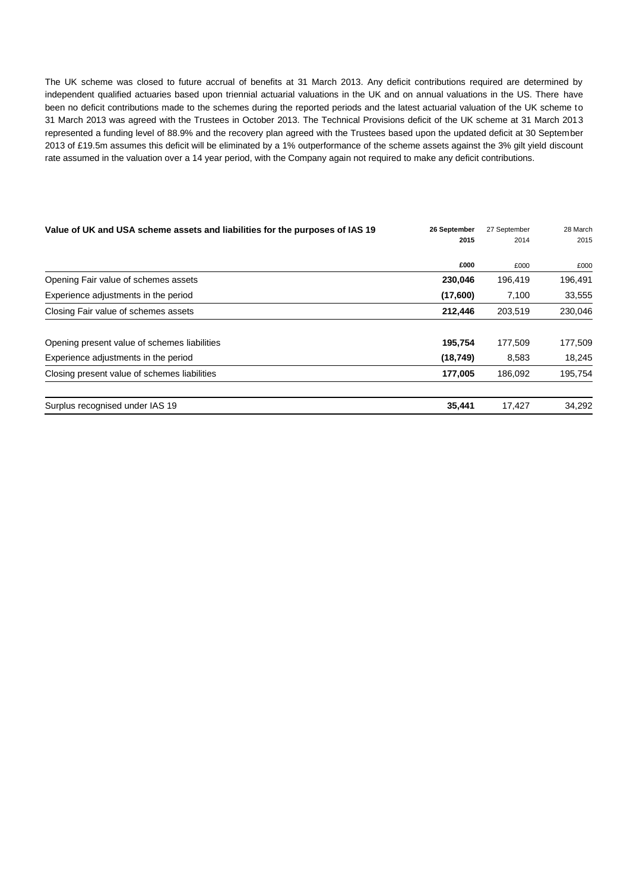The UK scheme was closed to future accrual of benefits at 31 March 2013. Any deficit contributions required are determined by independent qualified actuaries based upon triennial actuarial valuations in the UK and on annual valuations in the US. There have been no deficit contributions made to the schemes during the reported periods and the latest actuarial valuation of the UK scheme to 31 March 2013 was agreed with the Trustees in October 2013. The Technical Provisions deficit of the UK scheme at 31 March 2013 represented a funding level of 88.9% and the recovery plan agreed with the Trustees based upon the updated deficit at 30 September 2013 of £19.5m assumes this deficit will be eliminated by a 1% outperformance of the scheme assets against the 3% gilt yield discount rate assumed in the valuation over a 14 year period, with the Company again not required to make any deficit contributions.

| **Value of UK and USA scheme assets and liabilities for the purposes of IAS 19** | **26 September 2015** | 27 September 2014 | 28 March 2015 |
|---|---|---|---|
| | **£000** | £000 | £000 |
| Opening Fair value of schemes assets | **230,046** | 196,419 | 196,491 |
| Experience adjustments in the period | **(17,600)** | 7,100 | 33,555 |
| Closing Fair value of schemes assets | **212,446** | 203,519 | 230,046 |
| | | | |
| Opening present value of schemes liabilities | **195,754** | 177,509 | 177,509 |
| Experience adjustments in the period | **(18,749)** | 8,583 | 18,245 |
| Closing present value of schemes liabilities | **177,005** | 186,092 | 195,754 |
| | | | |
| Surplus recognised under IAS 19 | **35,441** | 17,427 | 34,292 |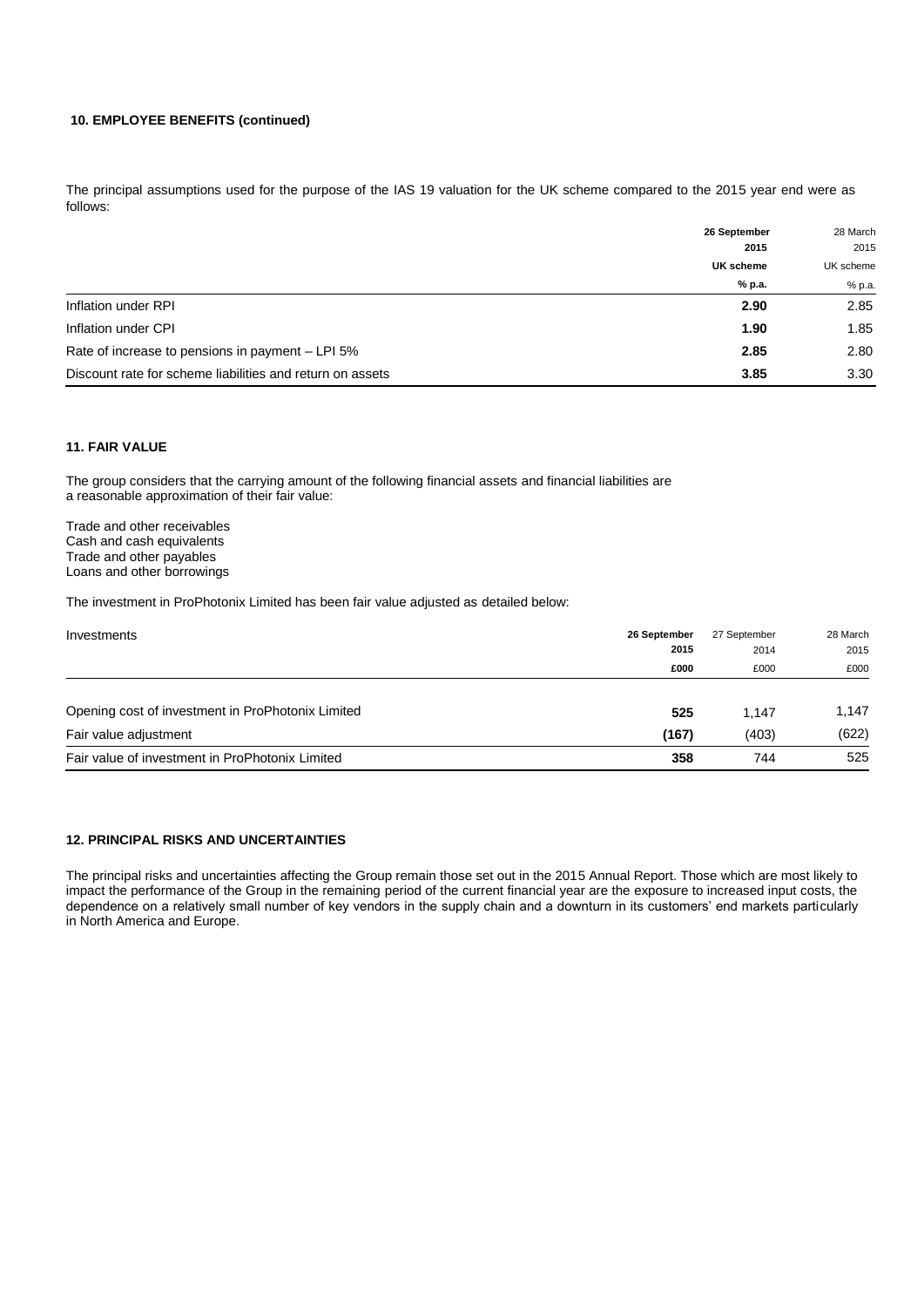### 10. EMPLOYEE BENEFITS (continued)

The principal assumptions used for the purpose of the IAS 19 valuation for the UK scheme compared to the 2015 year end were as follows:

| | **26 September 2015 UK scheme % p.a.** | 28 March 2015 UK scheme % p.a. |
|---|---|---|
| Inflation under RPI | **2.90** | 2.85 |
| Inflation under CPI | **1.90** | 1.85 |
| Rate of increase to pensions in payment – LPI 5% | **2.85** | 2.80 |
| Discount rate for scheme liabilities and return on assets | **3.85** | 3.30 |

### 11. FAIR VALUE

The group considers that the carrying amount of the following financial assets and financial liabilities are a reasonable approximation of their fair value:

Trade and other receivables
Cash and cash equivalents
Trade and other payables
Loans and other borrowings

The investment in ProPhotonix Limited has been fair value adjusted as detailed below:

| Investments | **26 September 2015 £000** | 27 September 2014 £000 | 28 March 2015 £000 |
|---|---|---|---|
| Opening cost of investment in ProPhotonix Limited | **525** | 1,147 | 1,147 |
| Fair value adjustment | **(167)** | (403) | (622) |
| Fair value of investment in ProPhotonix Limited | **358** | 744 | 525 |

### 12. PRINCIPAL RISKS AND UNCERTAINTIES

The principal risks and uncertainties affecting the Group remain those set out in the 2015 Annual Report. Those which are most likely to impact the performance of the Group in the remaining period of the current financial year are the exposure to increased input costs, the dependence on a relatively small number of key vendors in the supply chain and a downturn in its customers' end markets particularly in North America and Europe.